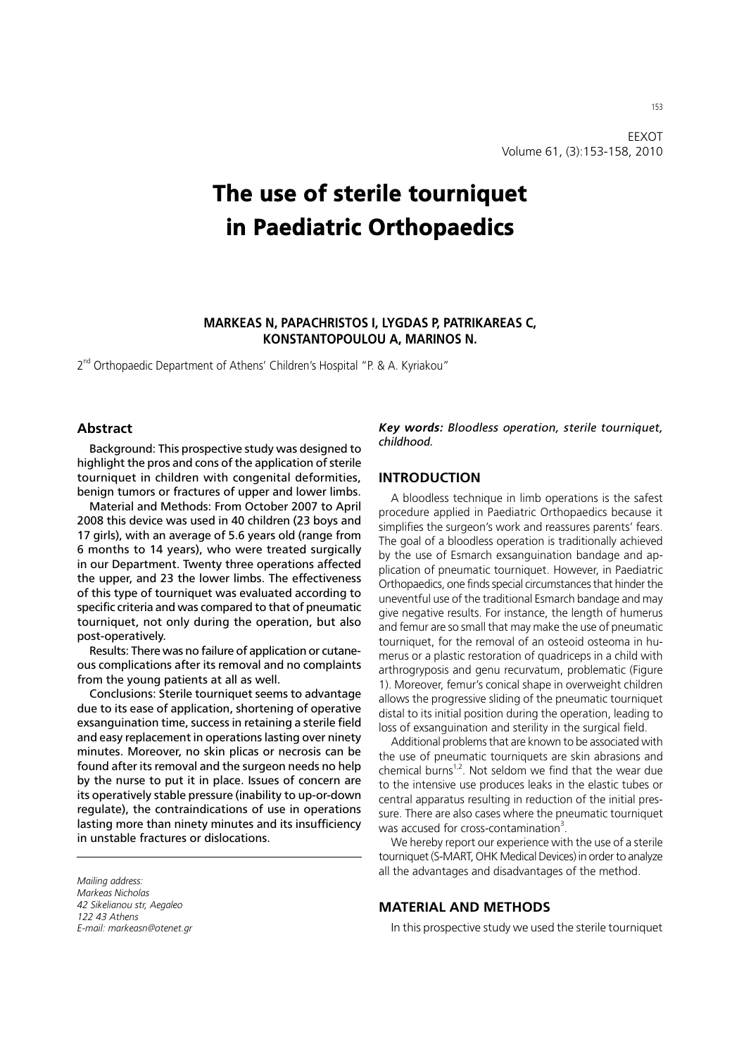# The use of sterile tourniquet in Paediatric Orthopaedics

**MARKEAS N, PAPACHRISTOS I, LYGDAS P, PATRIKAREAS C, KONSTANTOPOULOU A, MARINOS N.**

2[nd] Orthopaedic Department of Athens' Children's Hospital "P. & A. Kyriakou"

## Abstract

Background: This prospective study was designed to highlight the pros and cons of the application of sterile tourniquet in children with congenital deformities, benign tumors or fractures of upper and lower limbs.

Material and Methods: From October 2007 to April 2008 this device was used in 40 children (23 boys and 17 girls), with an average of 5.6 years old (range from 6 months to 14 years), who were treated surgically in our Department. Twenty three operations affected the upper, and 23 the lower limbs. The effectiveness of this type of tourniquet was evaluated according to specific criteria and was compared to that of pneumatic tourniquet, not only during the operation, but also post-operatively.

Results: There was no failure of application or cutaneous complications after its removal and no complaints from the young patients at all as well.

Conclusions: Sterile tourniquet seems to advantage due to its ease of application, shortening of operative exsanguination time, success in retaining a sterile field and easy replacement in operations lasting over ninety minutes. Moreover, no skin plicas or necrosis can be found after its removal and the surgeon needs no help by the nurse to put it in place. Issues of concern are its operatively stable pressure (inability to up-or-down regulate), the contraindications of use in operations lasting more than ninety minutes and its insufficiency in unstable fractures or dislocations.

*Mailing address:*
*Markeas Nicholas*
*42 Sikelianou str, Aegaleo*
*122 43 Athens*
*E-mail: markeasn@otenet.gr*

***Key words:** Bloodless operation, sterile tourniquet, childhood.*

## INTRODUCTION

A bloodless technique in limb operations is the safest procedure applied in Paediatric Orthopaedics because it simplifies the surgeon's work and reassures parents' fears. The goal of a bloodless operation is traditionally achieved by the use of Esmarch exsanguination bandage and application of pneumatic tourniquet. However, in Paediatric Orthopaedics, one finds special circumstances that hinder the uneventful use of the traditional Esmarch bandage and may give negative results. For instance, the length of humerus and femur are so small that may make the use of pneumatic tourniquet, for the removal of an osteoid osteoma in humerus or a plastic restoration of quadriceps in a child with arthrogryposis and genu recurvatum, problematic (Figure 1). Moreover, femur's conical shape in overweight children allows the progressive sliding of the pneumatic tourniquet distal to its initial position during the operation, leading to loss of exsanguination and sterility in the surgical field.

Additional problems that are known to be associated with the use of pneumatic tourniquets are skin abrasions and chemical burns[1,2]. Not seldom we find that the wear due to the intensive use produces leaks in the elastic tubes or central apparatus resulting in reduction of the initial pressure. There are also cases where the pneumatic tourniquet was accused for cross-contamination[3].

We hereby report our experience with the use of a sterile tourniquet (S-MART, OHK Medical Devices) in order to analyze all the advantages and disadvantages of the method.

## MATERIAL AND METHODS

In this prospective study we used the sterile tourniquet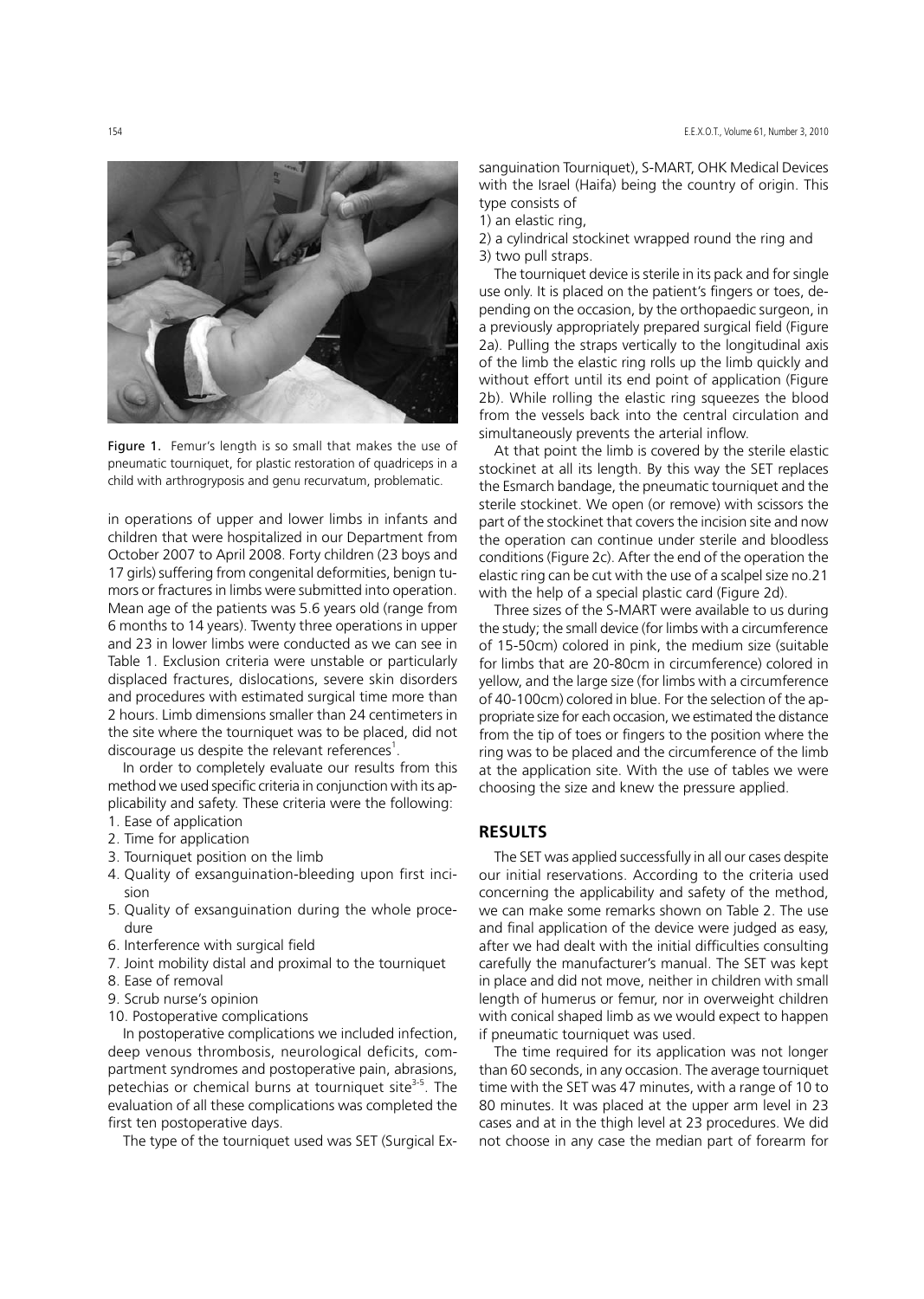Figure 1. Femur's length is so small that makes the use of pneumatic tourniquet, for plastic restoration of quadriceps in a child with arthrogryposis and genu recurvatum, problematic.

in operations of upper and lower limbs in infants and children that were hospitalized in our Department from October 2007 to April 2008. Forty children (23 boys and 17 girls) suffering from congenital deformities, benign tumors or fractures in limbs were submitted into operation. Mean age of the patients was 5.6 years old (range from 6 months to 14 years). Twenty three operations in upper and 23 in lower limbs were conducted as we can see in Table 1. Exclusion criteria were unstable or particularly displaced fractures, dislocations, severe skin disorders and procedures with estimated surgical time more than 2 hours. Limb dimensions smaller than 24 centimeters in the site where the tourniquet was to be placed, did not discourage us despite the relevant references[1].

In order to completely evaluate our results from this method we used specific criteria in conjunction with its applicability and safety. These criteria were the following:

1. Ease of application
2. Time for application
3. Tourniquet position on the limb
4. Quality of exsanguination-bleeding upon first incision
5. Quality of exsanguination during the whole procedure
6. Interference with surgical field
7. Joint mobility distal and proximal to the tourniquet
8. Ease of removal
9. Scrub nurse's opinion
10. Postoperative complications

In postoperative complications we included infection, deep venous thrombosis, neurological deficits, compartment syndromes and postoperative pain, abrasions, petechias or chemical burns at tourniquet site[3-5]. The evaluation of all these complications was completed the first ten postoperative days.

The type of the tourniquet used was SET (Surgical Exsanguination Tourniquet), S-MART, OHK Medical Devices with the Israel (Haifa) being the country of origin. This type consists of

1) an elastic ring,
2) a cylindrical stockinet wrapped round the ring and
3) two pull straps.

The tourniquet device is sterile in its pack and for single use only. It is placed on the patient's fingers or toes, depending on the occasion, by the orthopaedic surgeon, in a previously appropriately prepared surgical field (Figure 2a). Pulling the straps vertically to the longitudinal axis of the limb the elastic ring rolls up the limb quickly and without effort until its end point of application (Figure 2b). While rolling the elastic ring squeezes the blood from the vessels back into the central circulation and simultaneously prevents the arterial inflow.

At that point the limb is covered by the sterile elastic stockinet at all its length. By this way the SET replaces the Esmarch bandage, the pneumatic tourniquet and the sterile stockinet. We open (or remove) with scissors the part of the stockinet that covers the incision site and now the operation can continue under sterile and bloodless conditions (Figure 2c). After the end of the operation the elastic ring can be cut with the use of a scalpel size no.21 with the help of a special plastic card (Figure 2d).

Three sizes of the S-MART were available to us during the study; the small device (for limbs with a circumference of 15-50cm) colored in pink, the medium size (suitable for limbs that are 20-80cm in circumference) colored in yellow, and the large size (for limbs with a circumference of 40-100cm) colored in blue. For the selection of the appropriate size for each occasion, we estimated the distance from the tip of toes or fingers to the position where the ring was to be placed and the circumference of the limb at the application site. With the use of tables we were choosing the size and knew the pressure applied.

## RESULTS

The SET was applied successfully in all our cases despite our initial reservations. According to the criteria used concerning the applicability and safety of the method, we can make some remarks shown on Table 2. The use and final application of the device were judged as easy, after we had dealt with the initial difficulties consulting carefully the manufacturer's manual. The SET was kept in place and did not move, neither in children with small length of humerus or femur, nor in overweight children with conical shaped limb as we would expect to happen if pneumatic tourniquet was used.

The time required for its application was not longer than 60 seconds, in any occasion. The average tourniquet time with the SET was 47 minutes, with a range of 10 to 80 minutes. It was placed at the upper arm level in 23 cases and at in the thigh level at 23 procedures. We did not choose in any case the median part of forearm for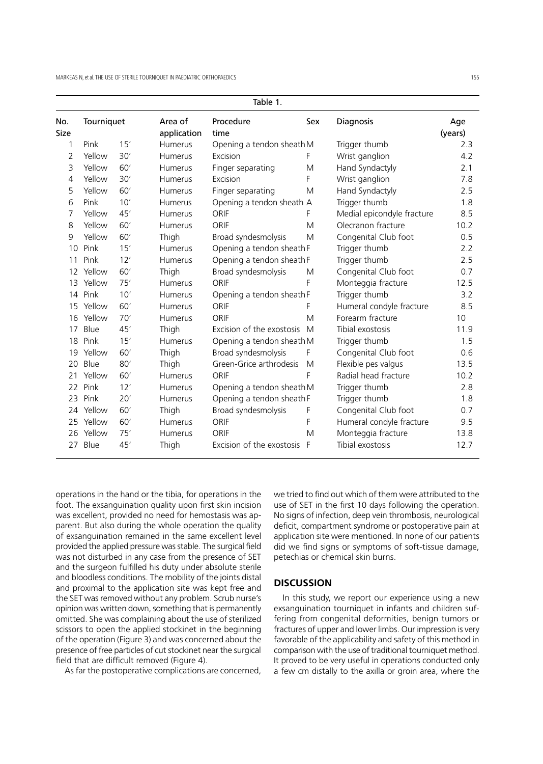Table 1.

| No. | Tourniquet Size | | Area of application | Procedure time | Sex | Diagnosis | Age (years) |
|---|---|---|---|---|---|---|---|
| 1 | Pink | 15′ | Humerus | Opening a tendon sheath | M | Trigger thumb | 2.3 |
| 2 | Yellow | 30′ | Humerus | Excision | F | Wrist ganglion | 4.2 |
| 3 | Yellow | 60′ | Humerus | Finger separating | M | Hand Syndactyly | 2.1 |
| 4 | Yellow | 30′ | Humerus | Excision | F | Wrist ganglion | 7.8 |
| 5 | Yellow | 60′ | Humerus | Finger separating | M | Hand Syndactyly | 2.5 |
| 6 | Pink | 10′ | Humerus | Opening a tendon sheath | A | Trigger thumb | 1.8 |
| 7 | Yellow | 45′ | Humerus | ORIF | F | Medial epicondyle fracture | 8.5 |
| 8 | Yellow | 60′ | Humerus | ORIF | M | Olecranon fracture | 10.2 |
| 9 | Yellow | 60′ | Thigh | Broad syndesmolysis | M | Congenital Club foot | 0.5 |
| 10 | Pink | 15′ | Humerus | Opening a tendon sheath | F | Trigger thumb | 2.2 |
| 11 | Pink | 12′ | Humerus | Opening a tendon sheath | F | Trigger thumb | 2.5 |
| 12 | Yellow | 60′ | Thigh | Broad syndesmolysis | M | Congenital Club foot | 0.7 |
| 13 | Yellow | 75′ | Humerus | ORIF | F | Monteggia fracture | 12.5 |
| 14 | Pink | 10′ | Humerus | Opening a tendon sheath | F | Trigger thumb | 3.2 |
| 15 | Yellow | 60′ | Humerus | ORIF | F | Humeral condyle fracture | 8.5 |
| 16 | Yellow | 70′ | Humerus | ORIF | M | Forearm fracture | 10 |
| 17 | Blue | 45′ | Thigh | Excision of the exostosis | M | Tibial exostosis | 11.9 |
| 18 | Pink | 15′ | Humerus | Opening a tendon sheath | M | Trigger thumb | 1.5 |
| 19 | Yellow | 60′ | Thigh | Broad syndesmolysis | F | Congenital Club foot | 0.6 |
| 20 | Blue | 80′ | Thigh | Green-Grice arthrodesis | M | Flexible pes valgus | 13.5 |
| 21 | Yellow | 60′ | Humerus | ORIF | F | Radial head fracture | 10.2 |
| 22 | Pink | 12′ | Humerus | Opening a tendon sheath | M | Trigger thumb | 2.8 |
| 23 | Pink | 20′ | Humerus | Opening a tendon sheath | F | Trigger thumb | 1.8 |
| 24 | Yellow | 60′ | Thigh | Broad syndesmolysis | F | Congenital Club foot | 0.7 |
| 25 | Yellow | 60′ | Humerus | ORIF | F | Humeral condyle fracture | 9.5 |
| 26 | Yellow | 75′ | Humerus | ORIF | M | Monteggia fracture | 13.8 |
| 27 | Blue | 45′ | Thigh | Excision of the exostosis | F | Tibial exostosis | 12.7 |

operations in the hand or the tibia, for operations in the foot. The exsanguination quality upon first skin incision was excellent, provided no need for hemostasis was apparent. But also during the whole operation the quality of exsanguination remained in the same excellent level provided the applied pressure was stable. The surgical field was not disturbed in any case from the presence of SET and the surgeon fulfilled his duty under absolute sterile and bloodless conditions. The mobility of the joints distal and proximal to the application site was kept free and the SET was removed without any problem. Scrub nurse's opinion was written down, something that is permanently omitted. She was complaining about the use of sterilized scissors to open the applied stockinet in the beginning of the operation (Figure 3) and was concerned about the presence of free particles of cut stockinet near the surgical field that are difficult removed (Figure 4).

As far the postoperative complications are concerned, we tried to find out which of them were attributed to the use of SET in the first 10 days following the operation. No signs of infection, deep vein thrombosis, neurological deficit, compartment syndrome or postoperative pain at application site were mentioned. In none of our patients did we find signs or symptoms of soft-tissue damage, petechias or chemical skin burns.

## DISCUSSION

In this study, we report our experience using a new exsanguination tourniquet in infants and children suffering from congenital deformities, benign tumors or fractures of upper and lower limbs. Our impression is very favorable of the applicability and safety of this method in comparison with the use of traditional tourniquet method. It proved to be very useful in operations conducted only a few cm distally to the axilla or groin area, where the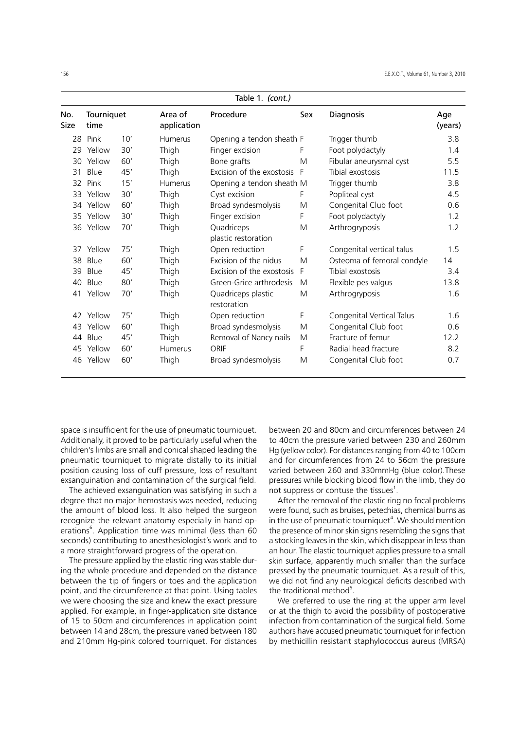Table 1. *(cont.)*

| No. Size | Tourniquet time | | Area of application | Procedure | Sex | Diagnosis | Age (years) |
|---|---|---|---|---|---|---|---|
| 28 | Pink | 10′ | Humerus | Opening a tendon sheath | F | Trigger thumb | 3.8 |
| 29 | Yellow | 30′ | Thigh | Finger excision | F | Foot polydactyly | 1.4 |
| 30 | Yellow | 60′ | Thigh | Bone grafts | M | Fibular aneurysmal cyst | 5.5 |
| 31 | Blue | 45′ | Thigh | Excision of the exostosis | F | Tibial exostosis | 11.5 |
| 32 | Pink | 15′ | Humerus | Opening a tendon sheath | M | Trigger thumb | 3.8 |
| 33 | Yellow | 30′ | Thigh | Cyst excision | F | Popliteal cyst | 4.5 |
| 34 | Yellow | 60′ | Thigh | Broad syndesmolysis | M | Congenital Club foot | 0.6 |
| 35 | Yellow | 30′ | Thigh | Finger excision | F | Foot polydactyly | 1.2 |
| 36 | Yellow | 70′ | Thigh | Quadriceps plastic restoration | M | Arthrogryposis | 1.2 |
| 37 | Yellow | 75′ | Thigh | Open reduction | F | Congenital vertical talus | 1.5 |
| 38 | Blue | 60′ | Thigh | Excision of the nidus | M | Osteoma of femoral condyle | 14 |
| 39 | Blue | 45′ | Thigh | Excision of the exostosis | F | Tibial exostosis | 3.4 |
| 40 | Blue | 80′ | Thigh | Green-Grice arthrodesis | M | Flexible pes valgus | 13.8 |
| 41 | Yellow | 70′ | Thigh | Quadriceps plastic restoration | M | Arthrogryposis | 1.6 |
| 42 | Yellow | 75′ | Thigh | Open reduction | F | Congenital Vertical Talus | 1.6 |
| 43 | Yellow | 60′ | Thigh | Broad syndesmolysis | M | Congenital Club foot | 0.6 |
| 44 | Blue | 45′ | Thigh | Removal of Nancy nails | M | Fracture of femur | 12.2 |
| 45 | Yellow | 60′ | Humerus | ORIF | F | Radial head fracture | 8.2 |
| 46 | Yellow | 60′ | Thigh | Broad syndesmolysis | M | Congenital Club foot | 0.7 |

space is insufficient for the use of pneumatic tourniquet. Additionally, it proved to be particularly useful when the children's limbs are small and conical shaped leading the pneumatic tourniquet to migrate distally to its initial position causing loss of cuff pressure, loss of resultant exsanguination and contamination of the surgical field.

The achieved exsanguination was satisfying in such a degree that no major hemostasis was needed, reducing the amount of blood loss. It also helped the surgeon recognize the relevant anatomy especially in hand operations[6]. Application time was minimal (less than 60 seconds) contributing to anesthesiologist's work and to a more straightforward progress of the operation.

The pressure applied by the elastic ring was stable during the whole procedure and depended on the distance between the tip of fingers or toes and the application point, and the circumference at that point. Using tables we were choosing the size and knew the exact pressure applied. For example, in finger-application site distance of 15 to 50cm and circumferences in application point between 14 and 28cm, the pressure varied between 180 and 210mm Hg-pink colored tourniquet. For distances between 20 and 80cm and circumferences between 24 to 40cm the pressure varied between 230 and 260mm Hg (yellow color). For distances ranging from 40 to 100cm and for circumferences from 24 to 56cm the pressure varied between 260 and 330mmHg (blue color).These pressures while blocking blood flow in the limb, they do not suppress or contuse the tissues[1].

After the removal of the elastic ring no focal problems were found, such as bruises, petechias, chemical burns as in the use of pneumatic tourniquet[4]. We should mention the presence of minor skin signs resembling the signs that a stocking leaves in the skin, which disappear in less than an hour. The elastic tourniquet applies pressure to a small skin surface, apparently much smaller than the surface pressed by the pneumatic tourniquet. As a result of this, we did not find any neurological deficits described with the traditional method[5].

We preferred to use the ring at the upper arm level or at the thigh to avoid the possibility of postoperative infection from contamination of the surgical field. Some authors have accused pneumatic tourniquet for infection by methicillin resistant staphylococcus aureus (MRSA)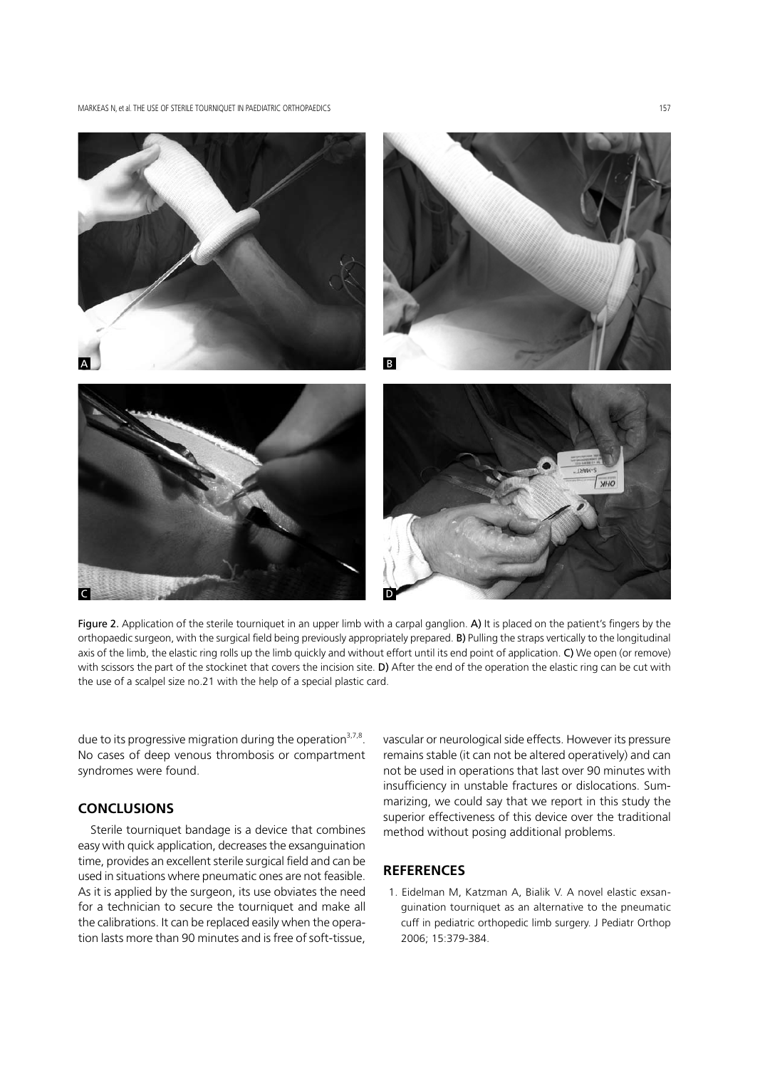Figure 2. Application of the sterile tourniquet in an upper limb with a carpal ganglion. **A)** It is placed on the patient's fingers by the orthopaedic surgeon, with the surgical field being previously appropriately prepared. **B)** Pulling the straps vertically to the longitudinal axis of the limb, the elastic ring rolls up the limb quickly and without effort until its end point of application. **C)** We open (or remove) with scissors the part of the stockinet that covers the incision site. **D)** After the end of the operation the elastic ring can be cut with the use of a scalpel size no.21 with the help of a special plastic card.

due to its progressive migration during the operation[3,7,8]. No cases of deep venous thrombosis or compartment syndromes were found.

## CONCLUSIONS

Sterile tourniquet bandage is a device that combines easy with quick application, decreases the exsanguination time, provides an excellent sterile surgical field and can be used in situations where pneumatic ones are not feasible. As it is applied by the surgeon, its use obviates the need for a technician to secure the tourniquet and make all the calibrations. It can be replaced easily when the operation lasts more than 90 minutes and is free of soft-tissue, vascular or neurological side effects. However its pressure remains stable (it can not be altered operatively) and can not be used in operations that last over 90 minutes with insufficiency in unstable fractures or dislocations. Summarizing, we could say that we report in this study the superior effectiveness of this device over the traditional method without posing additional problems.

## REFERENCES

1. Eidelman M, Katzman A, Bialik V. A novel elastic exsanguination tourniquet as an alternative to the pneumatic cuff in pediatric orthopedic limb surgery. J Pediatr Orthop 2006; 15:379-384.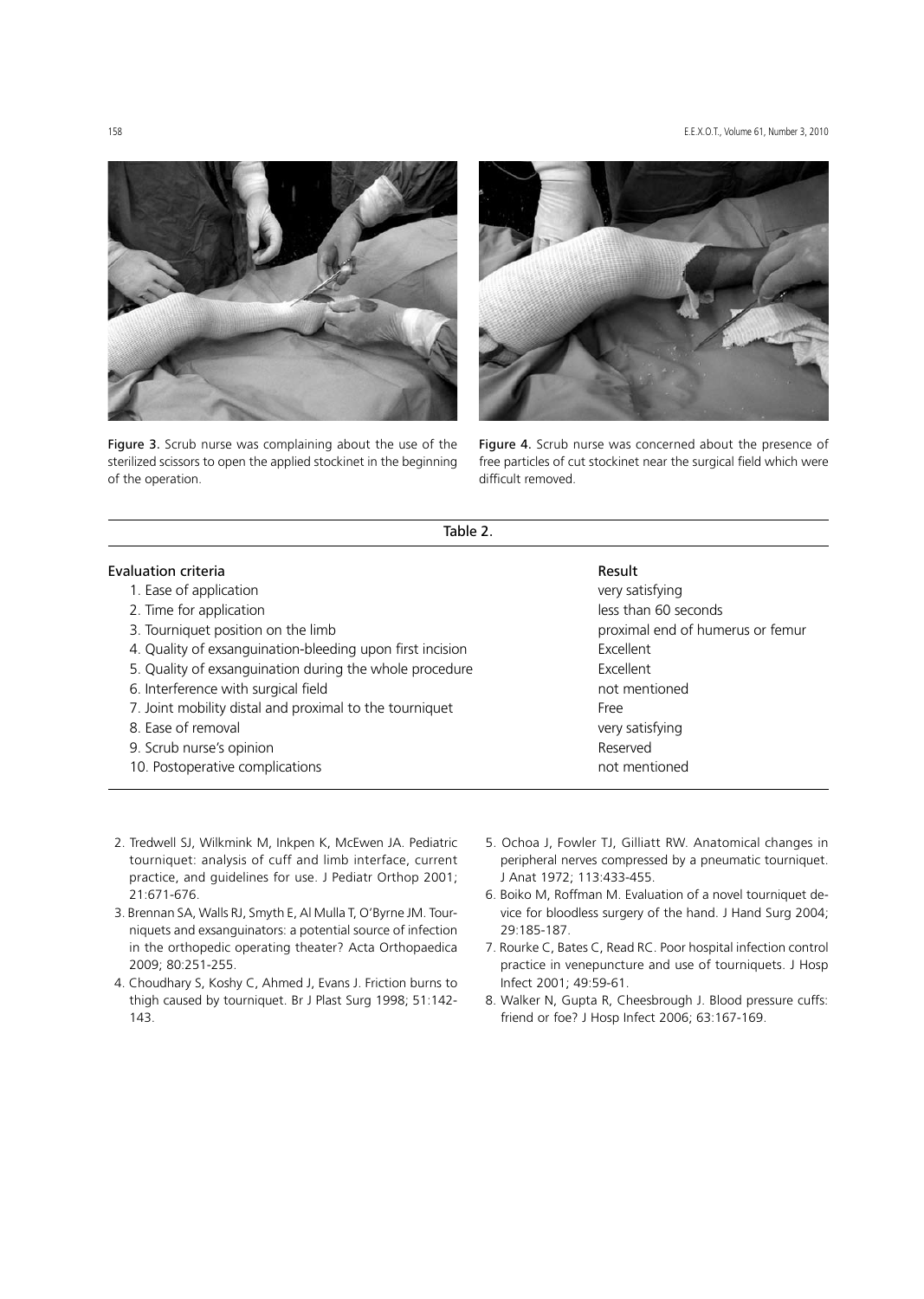Figure 3. Scrub nurse was complaining about the use of the sterilized scissors to open the applied stockinet in the beginning of the operation.

Figure 4. Scrub nurse was concerned about the presence of free particles of cut stockinet near the surgical field which were difficult removed.

Table 2.

| Evaluation criteria | Result |
|---|---|
| 1. Ease of application | very satisfying |
| 2. Time for application | less than 60 seconds |
| 3. Tourniquet position on the limb | proximal end of humerus or femur |
| 4. Quality of exsanguination-bleeding upon first incision | Excellent |
| 5. Quality of exsanguination during the whole procedure | Excellent |
| 6. Interference with surgical field | not mentioned |
| 7. Joint mobility distal and proximal to the tourniquet | Free |
| 8. Ease of removal | very satisfying |
| 9. Scrub nurse's opinion | Reserved |
| 10. Postoperative complications | not mentioned |

2. Tredwell SJ, Wilkmink M, Inkpen K, McEwen JA. Pediatric tourniquet: analysis of cuff and limb interface, current practice, and guidelines for use. J Pediatr Orthop 2001; 21:671-676.
3. Brennan SA, Walls RJ, Smyth E, Al Mulla T, O'Byrne JM. Tourniquets and exsanguinators: a potential source of infection in the orthopedic operating theater? Acta Orthopaedica 2009; 80:251-255.
4. Choudhary S, Koshy C, Ahmed J, Evans J. Friction burns to thigh caused by tourniquet. Br J Plast Surg 1998; 51:142-143.
5. Ochoa J, Fowler TJ, Gilliatt RW. Anatomical changes in peripheral nerves compressed by a pneumatic tourniquet. J Anat 1972; 113:433-455.
6. Boiko M, Roffman M. Evaluation of a novel tourniquet device for bloodless surgery of the hand. J Hand Surg 2004; 29:185-187.
7. Rourke C, Bates C, Read RC. Poor hospital infection control practice in venepuncture and use of tourniquets. J Hosp Infect 2001; 49:59-61.
8. Walker N, Gupta R, Cheesbrough J. Blood pressure cuffs: friend or foe? J Hosp Infect 2006; 63:167-169.